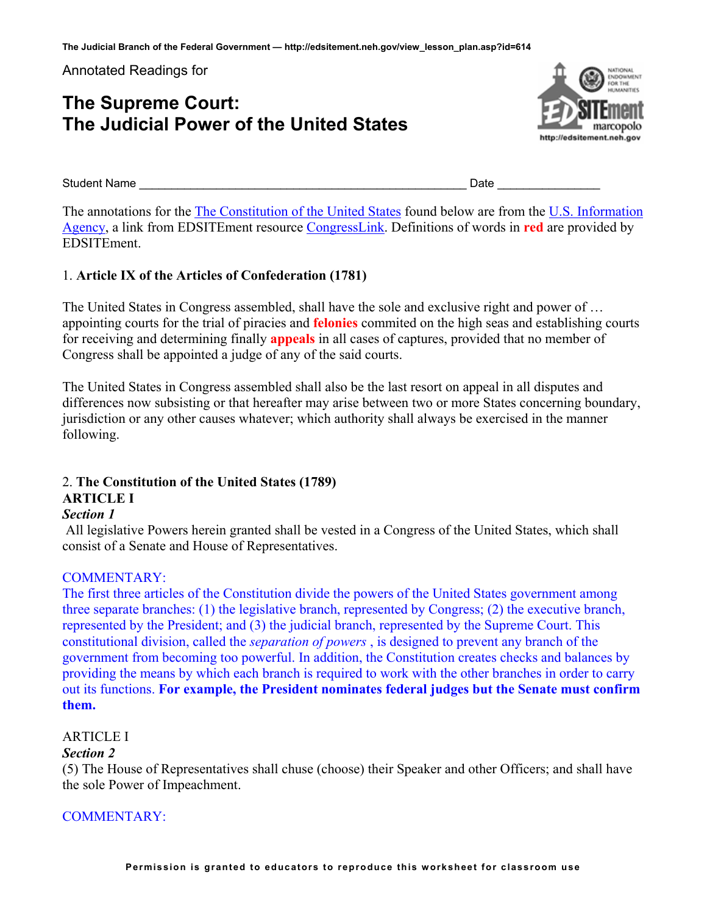Annotated Readings for

# The Supreme Court: The Judicial Power of the United States

Student Name ____________________________________________ Date ______________

The annotations for the The Constitution of the United States found below are from the U.S. Information Agency, a link from EDSITEment resource CongressLink. Definitions of words in **red** are provided by EDSITEment.

1. **Article IX of the Articles of Confederation (1781)**

The United States in Congress assembled, shall have the sole and exclusive right and power of … appointing courts for the trial of piracies and **felonies** commited on the high seas and establishing courts for receiving and determining finally **appeals** in all cases of captures, provided that no member of Congress shall be appointed a judge of any of the said courts.

The United States in Congress assembled shall also be the last resort on appeal in all disputes and differences now subsisting or that hereafter may arise between two or more States concerning boundary, jurisdiction or any other causes whatever; which authority shall always be exercised in the manner following.

2. **The Constitution of the United States (1789)**

**ARTICLE I**

***Section 1***

All legislative Powers herein granted shall be vested in a Congress of the United States, which shall consist of a Senate and House of Representatives.

COMMENTARY:
The first three articles of the Constitution divide the powers of the United States government among three separate branches: (1) the legislative branch, represented by Congress; (2) the executive branch, represented by the President; and (3) the judicial branch, represented by the Supreme Court. This constitutional division, called the *separation of powers* , is designed to prevent any branch of the government from becoming too powerful. In addition, the Constitution creates checks and balances by providing the means by which each branch is required to work with the other branches in order to carry out its functions. **For example, the President nominates federal judges but the Senate must confirm them.**

ARTICLE I

***Section 2***

(5) The House of Representatives shall chuse (choose) their Speaker and other Officers; and shall have the sole Power of Impeachment.

COMMENTARY:

Permission is granted to educators to reproduce this worksheet for classroom use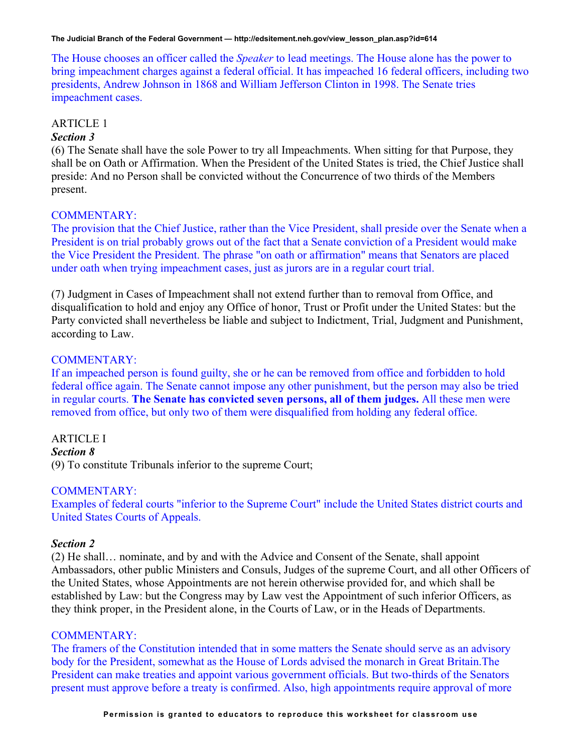The House chooses an officer called the *Speaker* to lead meetings. The House alone has the power to bring impeachment charges against a federal official. It has impeached 16 federal officers, including two presidents, Andrew Johnson in 1868 and William Jefferson Clinton in 1998. The Senate tries impeachment cases.

ARTICLE 1

***Section 3***

(6) The Senate shall have the sole Power to try all Impeachments. When sitting for that Purpose, they shall be on Oath or Affirmation. When the President of the United States is tried, the Chief Justice shall preside: And no Person shall be convicted without the Concurrence of two thirds of the Members present.

COMMENTARY:

The provision that the Chief Justice, rather than the Vice President, shall preside over the Senate when a President is on trial probably grows out of the fact that a Senate conviction of a President would make the Vice President the President. The phrase "on oath or affirmation" means that Senators are placed under oath when trying impeachment cases, just as jurors are in a regular court trial.

(7) Judgment in Cases of Impeachment shall not extend further than to removal from Office, and disqualification to hold and enjoy any Office of honor, Trust or Profit under the United States: but the Party convicted shall nevertheless be liable and subject to Indictment, Trial, Judgment and Punishment, according to Law.

COMMENTARY:

If an impeached person is found guilty, she or he can be removed from office and forbidden to hold federal office again. The Senate cannot impose any other punishment, but the person may also be tried in regular courts. **The Senate has convicted seven persons, all of them judges.** All these men were removed from office, but only two of them were disqualified from holding any federal office.

ARTICLE I

***Section 8***

(9) To constitute Tribunals inferior to the supreme Court;

COMMENTARY:

Examples of federal courts "inferior to the Supreme Court" include the United States district courts and United States Courts of Appeals.

***Section 2***

(2) He shall… nominate, and by and with the Advice and Consent of the Senate, shall appoint Ambassadors, other public Ministers and Consuls, Judges of the supreme Court, and all other Officers of the United States, whose Appointments are not herein otherwise provided for, and which shall be established by Law: but the Congress may by Law vest the Appointment of such inferior Officers, as they think proper, in the President alone, in the Courts of Law, or in the Heads of Departments.

COMMENTARY:

The framers of the Constitution intended that in some matters the Senate should serve as an advisory body for the President, somewhat as the House of Lords advised the monarch in Great Britain.The President can make treaties and appoint various government officials. But two-thirds of the Senators present must approve before a treaty is confirmed. Also, high appointments require approval of more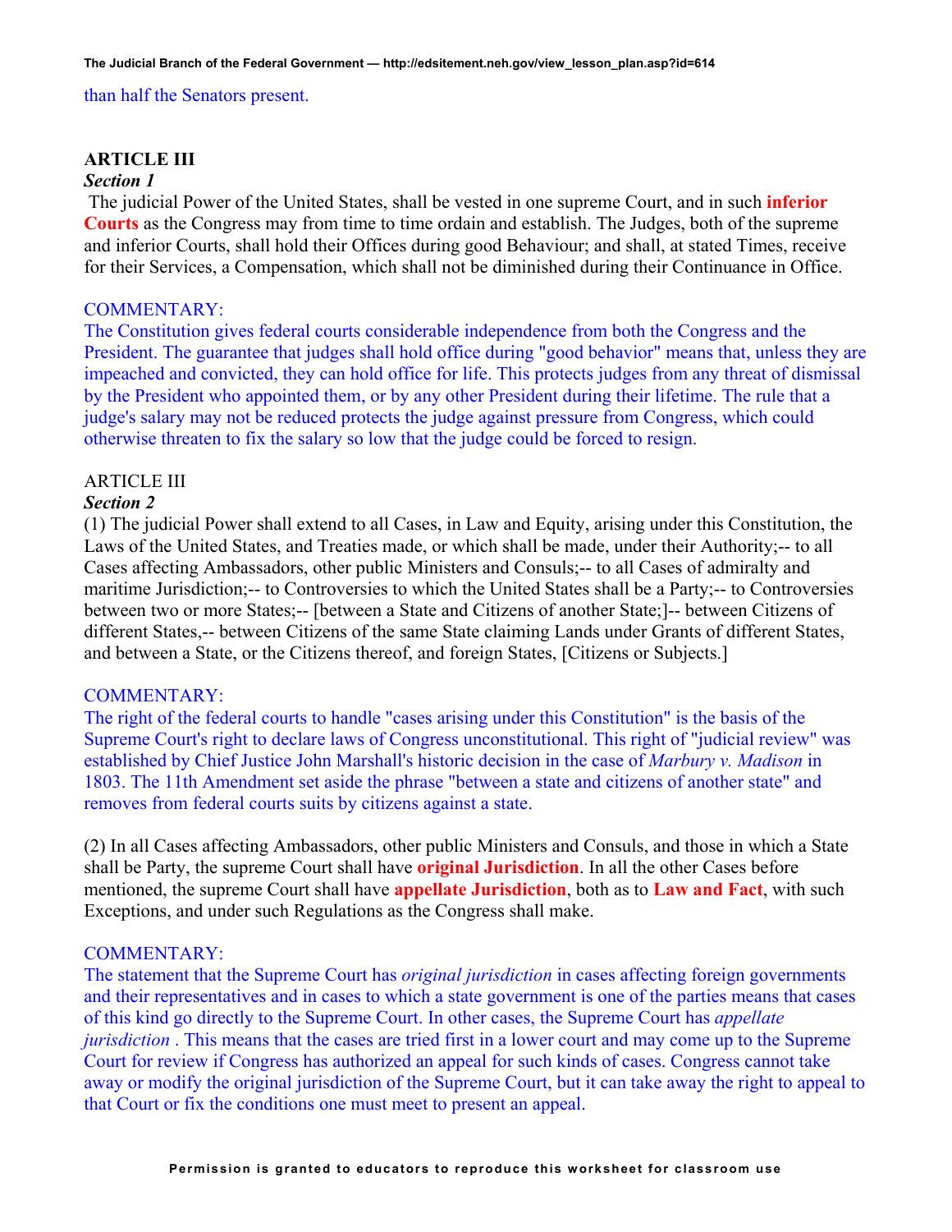than half the Senators present.

**ARTICLE III**

***Section 1***

The judicial Power of the United States, shall be vested in one supreme Court, and in such **inferior Courts** as the Congress may from time to time ordain and establish. The Judges, both of the supreme and inferior Courts, shall hold their Offices during good Behaviour; and shall, at stated Times, receive for their Services, a Compensation, which shall not be diminished during their Continuance in Office.

COMMENTARY:

The Constitution gives federal courts considerable independence from both the Congress and the President. The guarantee that judges shall hold office during "good behavior" means that, unless they are impeached and convicted, they can hold office for life. This protects judges from any threat of dismissal by the President who appointed them, or by any other President during their lifetime. The rule that a judge's salary may not be reduced protects the judge against pressure from Congress, which could otherwise threaten to fix the salary so low that the judge could be forced to resign.

ARTICLE III

***Section 2***

(1) The judicial Power shall extend to all Cases, in Law and Equity, arising under this Constitution, the Laws of the United States, and Treaties made, or which shall be made, under their Authority;-- to all Cases affecting Ambassadors, other public Ministers and Consuls;-- to all Cases of admiralty and maritime Jurisdiction;-- to Controversies to which the United States shall be a Party;-- to Controversies between two or more States;-- [between a State and Citizens of another State;]-- between Citizens of different States,-- between Citizens of the same State claiming Lands under Grants of different States, and between a State, or the Citizens thereof, and foreign States, [Citizens or Subjects.]

COMMENTARY:

The right of the federal courts to handle "cases arising under this Constitution" is the basis of the Supreme Court's right to declare laws of Congress unconstitutional. This right of "judicial review" was established by Chief Justice John Marshall's historic decision in the case of *Marbury v. Madison* in 1803. The 11th Amendment set aside the phrase "between a state and citizens of another state" and removes from federal courts suits by citizens against a state.

(2) In all Cases affecting Ambassadors, other public Ministers and Consuls, and those in which a State shall be Party, the supreme Court shall have **original Jurisdiction**. In all the other Cases before mentioned, the supreme Court shall have **appellate Jurisdiction**, both as to **Law and Fact**, with such Exceptions, and under such Regulations as the Congress shall make.

COMMENTARY:

The statement that the Supreme Court has *original jurisdiction* in cases affecting foreign governments and their representatives and in cases to which a state government is one of the parties means that cases of this kind go directly to the Supreme Court. In other cases, the Supreme Court has *appellate jurisdiction* . This means that the cases are tried first in a lower court and may come up to the Supreme Court for review if Congress has authorized an appeal for such kinds of cases. Congress cannot take away or modify the original jurisdiction of the Supreme Court, but it can take away the right to appeal to that Court or fix the conditions one must meet to present an appeal.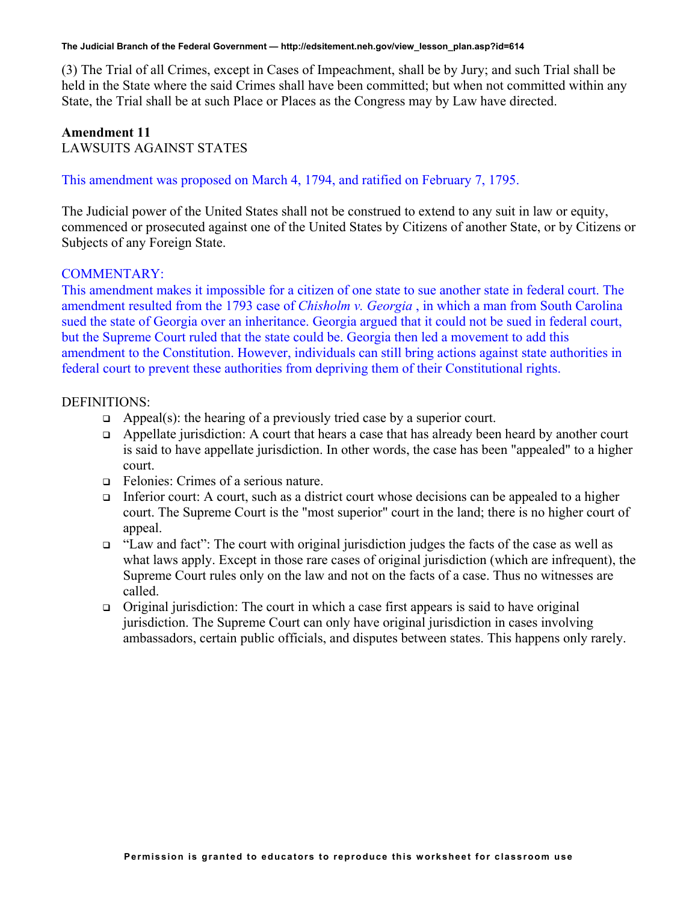(3) The Trial of all Crimes, except in Cases of Impeachment, shall be by Jury; and such Trial shall be held in the State where the said Crimes shall have been committed; but when not committed within any State, the Trial shall be at such Place or Places as the Congress may by Law have directed.

**Amendment 11**
LAWSUITS AGAINST STATES

This amendment was proposed on March 4, 1794, and ratified on February 7, 1795.

The Judicial power of the United States shall not be construed to extend to any suit in law or equity, commenced or prosecuted against one of the United States by Citizens of another State, or by Citizens or Subjects of any Foreign State.

COMMENTARY:
This amendment makes it impossible for a citizen of one state to sue another state in federal court. The amendment resulted from the 1793 case of *Chisholm v. Georgia* , in which a man from South Carolina sued the state of Georgia over an inheritance. Georgia argued that it could not be sued in federal court, but the Supreme Court ruled that the state could be. Georgia then led a movement to add this amendment to the Constitution. However, individuals can still bring actions against state authorities in federal court to prevent these authorities from depriving them of their Constitutional rights.

DEFINITIONS:

- Appeal(s): the hearing of a previously tried case by a superior court.
- Appellate jurisdiction: A court that hears a case that has already been heard by another court is said to have appellate jurisdiction. In other words, the case has been "appealed" to a higher court.
- Felonies: Crimes of a serious nature.
- Inferior court: A court, such as a district court whose decisions can be appealed to a higher court. The Supreme Court is the "most superior" court in the land; there is no higher court of appeal.
- "Law and fact": The court with original jurisdiction judges the facts of the case as well as what laws apply. Except in those rare cases of original jurisdiction (which are infrequent), the Supreme Court rules only on the law and not on the facts of a case. Thus no witnesses are called.
- Original jurisdiction: The court in which a case first appears is said to have original jurisdiction. The Supreme Court can only have original jurisdiction in cases involving ambassadors, certain public officials, and disputes between states. This happens only rarely.

**Permission is granted to educators to reproduce this worksheet for classroom use**